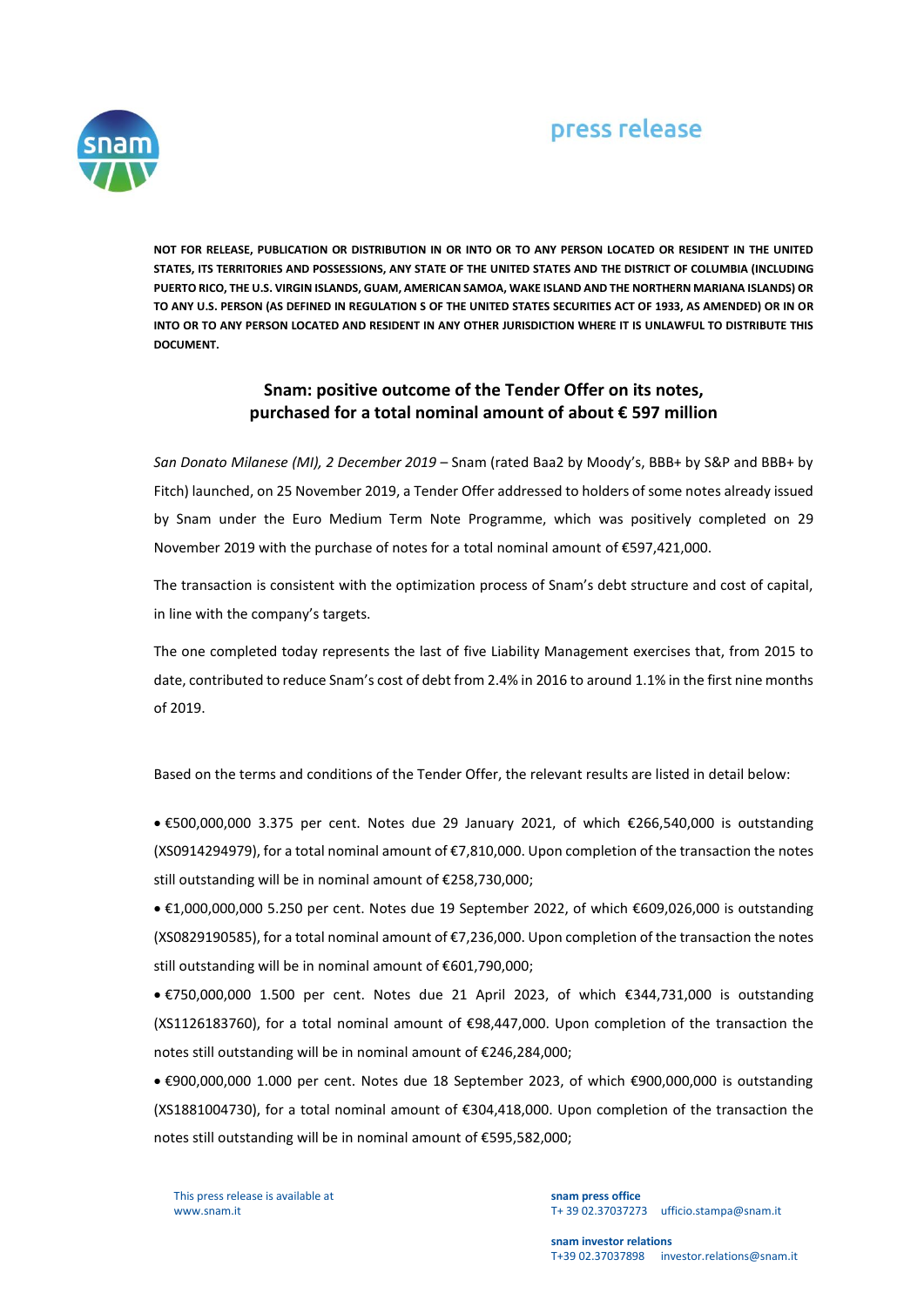press release

**NOT FOR RELEASE, PUBLICATION OR DISTRIBUTION IN OR INTO OR TO ANY PERSON LOCATED OR RESIDENT IN THE UNITED STATES, ITS TERRITORIES AND POSSESSIONS, ANY STATE OF THE UNITED STATES AND THE DISTRICT OF COLUMBIA (INCLUDING PUERTO RICO, THE U.S. VIRGIN ISLANDS, GUAM, AMERICAN SAMOA, WAKE ISLAND AND THE NORTHERN MARIANA ISLANDS) OR TO ANY U.S. PERSON (AS DEFINED IN REGULATION S OF THE UNITED STATES SECURITIES ACT OF 1933, AS AMENDED) OR IN OR INTO OR TO ANY PERSON LOCATED AND RESIDENT IN ANY OTHER JURISDICTION WHERE IT IS UNLAWFUL TO DISTRIBUTE THIS DOCUMENT.**

# Snam: positive outcome of the Tender Offer on its notes, purchased for a total nominal amount of about € 597 million

*San Donato Milanese (MI), 2 December 2019* – Snam (rated Baa2 by Moody's, BBB+ by S&P and BBB+ by Fitch) launched, on 25 November 2019, a Tender Offer addressed to holders of some notes already issued by Snam under the Euro Medium Term Note Programme, which was positively completed on 29 November 2019 with the purchase of notes for a total nominal amount of €597,421,000.

The transaction is consistent with the optimization process of Snam's debt structure and cost of capital, in line with the company's targets.

The one completed today represents the last of five Liability Management exercises that, from 2015 to date, contributed to reduce Snam's cost of debt from 2.4% in 2016 to around 1.1% in the first nine months of 2019.

Based on the terms and conditions of the Tender Offer, the relevant results are listed in detail below:

- €500,000,000 3.375 per cent. Notes due 29 January 2021, of which €266,540,000 is outstanding (XS0914294979), for a total nominal amount of €7,810,000. Upon completion of the transaction the notes still outstanding will be in nominal amount of €258,730,000;
- €1,000,000,000 5.250 per cent. Notes due 19 September 2022, of which €609,026,000 is outstanding (XS0829190585), for a total nominal amount of €7,236,000. Upon completion of the transaction the notes still outstanding will be in nominal amount of €601,790,000;
- €750,000,000 1.500 per cent. Notes due 21 April 2023, of which €344,731,000 is outstanding (XS1126183760), for a total nominal amount of €98,447,000. Upon completion of the transaction the notes still outstanding will be in nominal amount of €246,284,000;
- €900,000,000 1.000 per cent. Notes due 18 September 2023, of which €900,000,000 is outstanding (XS1881004730), for a total nominal amount of €304,418,000. Upon completion of the transaction the notes still outstanding will be in nominal amount of €595,582,000;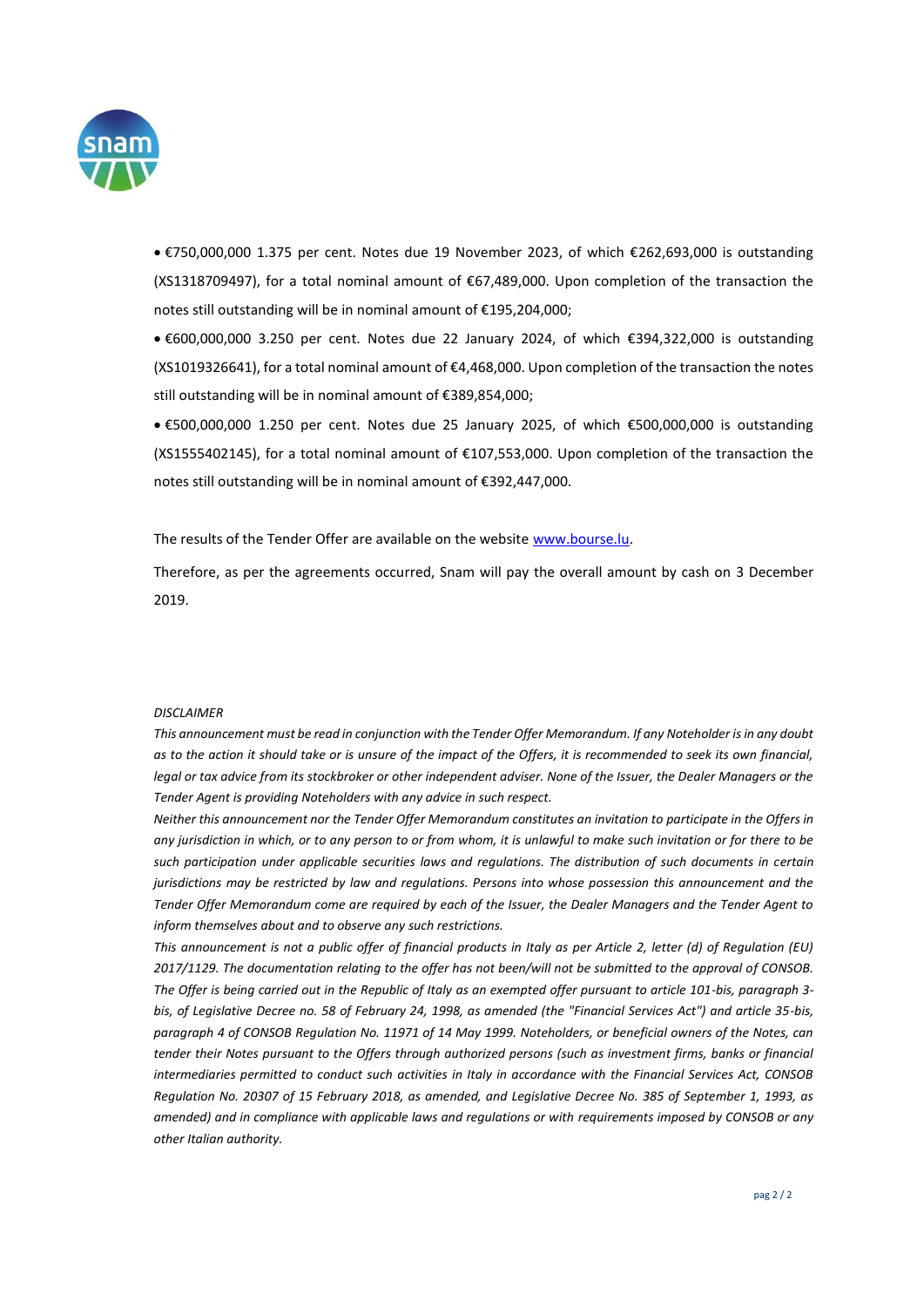- €750,000,000 1.375 per cent. Notes due 19 November 2023, of which €262,693,000 is outstanding (XS1318709497), for a total nominal amount of €67,489,000. Upon completion of the transaction the notes still outstanding will be in nominal amount of €195,204,000;
- €600,000,000 3.250 per cent. Notes due 22 January 2024, of which €394,322,000 is outstanding (XS1019326641), for a total nominal amount of €4,468,000. Upon completion of the transaction the notes still outstanding will be in nominal amount of €389,854,000;
- €500,000,000 1.250 per cent. Notes due 25 January 2025, of which €500,000,000 is outstanding (XS1555402145), for a total nominal amount of €107,553,000. Upon completion of the transaction the notes still outstanding will be in nominal amount of €392,447,000.

The results of the Tender Offer are available on the website [www.bourse.lu](http://www.bourse.lu).

Therefore, as per the agreements occurred, Snam will pay the overall amount by cash on 3 December 2019.

*DISCLAIMER*

*This announcement must be read in conjunction with the Tender Offer Memorandum. If any Noteholder is in any doubt as to the action it should take or is unsure of the impact of the Offers, it is recommended to seek its own financial, legal or tax advice from its stockbroker or other independent adviser. None of the Issuer, the Dealer Managers or the Tender Agent is providing Noteholders with any advice in such respect.*

*Neither this announcement nor the Tender Offer Memorandum constitutes an invitation to participate in the Offers in any jurisdiction in which, or to any person to or from whom, it is unlawful to make such invitation or for there to be such participation under applicable securities laws and regulations. The distribution of such documents in certain jurisdictions may be restricted by law and regulations. Persons into whose possession this announcement and the Tender Offer Memorandum come are required by each of the Issuer, the Dealer Managers and the Tender Agent to inform themselves about and to observe any such restrictions.*

*This announcement is not a public offer of financial products in Italy as per Article 2, letter (d) of Regulation (EU) 2017/1129. The documentation relating to the offer has not been/will not be submitted to the approval of CONSOB. The Offer is being carried out in the Republic of Italy as an exempted offer pursuant to article 101-bis, paragraph 3-bis, of Legislative Decree no. 58 of February 24, 1998, as amended (the "Financial Services Act") and article 35-bis, paragraph 4 of CONSOB Regulation No. 11971 of 14 May 1999. Noteholders, or beneficial owners of the Notes, can tender their Notes pursuant to the Offers through authorized persons (such as investment firms, banks or financial intermediaries permitted to conduct such activities in Italy in accordance with the Financial Services Act, CONSOB Regulation No. 20307 of 15 February 2018, as amended, and Legislative Decree No. 385 of September 1, 1993, as amended) and in compliance with applicable laws and regulations or with requirements imposed by CONSOB or any other Italian authority.*